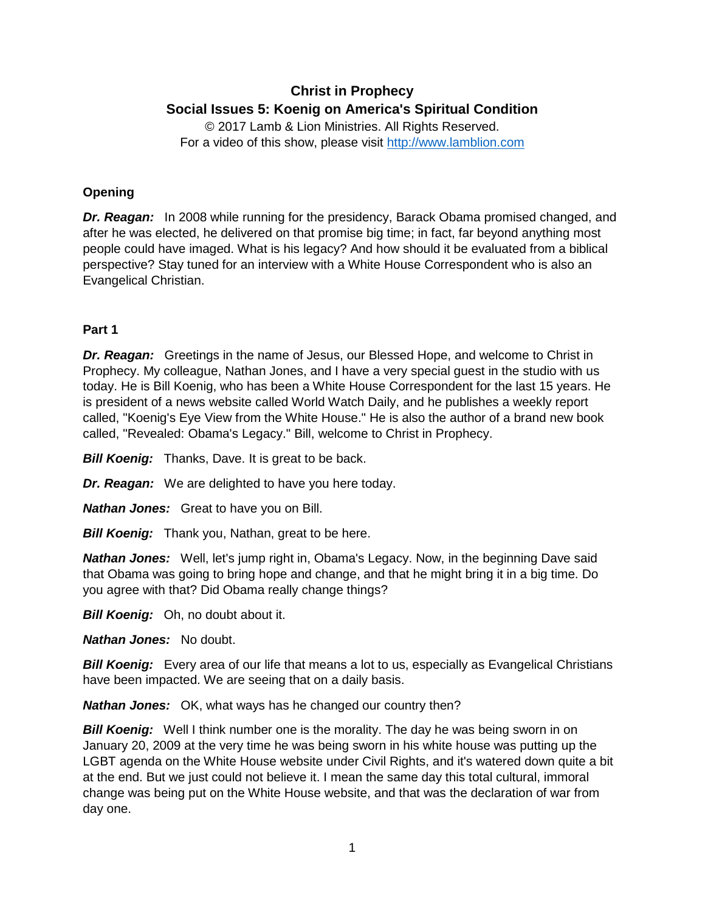# Christ in Prophecy
## Social Issues 5: Koenig on America's Spiritual Condition

© 2017 Lamb & Lion Ministries. All Rights Reserved.
For a video of this show, please visit http://www.lamblion.com

### Opening

***Dr. Reagan:*** In 2008 while running for the presidency, Barack Obama promised changed, and after he was elected, he delivered on that promise big time; in fact, far beyond anything most people could have imaged. What is his legacy? And how should it be evaluated from a biblical perspective? Stay tuned for an interview with a White House Correspondent who is also an Evangelical Christian.

### Part 1

***Dr. Reagan:*** Greetings in the name of Jesus, our Blessed Hope, and welcome to Christ in Prophecy. My colleague, Nathan Jones, and I have a very special guest in the studio with us today. He is Bill Koenig, who has been a White House Correspondent for the last 15 years. He is president of a news website called World Watch Daily, and he publishes a weekly report called, "Koenig's Eye View from the White House." He is also the author of a brand new book called, "Revealed: Obama's Legacy." Bill, welcome to Christ in Prophecy.

***Bill Koenig:*** Thanks, Dave. It is great to be back.

***Dr. Reagan:*** We are delighted to have you here today.

***Nathan Jones:*** Great to have you on Bill.

***Bill Koenig:*** Thank you, Nathan, great to be here.

***Nathan Jones:*** Well, let's jump right in, Obama's Legacy. Now, in the beginning Dave said that Obama was going to bring hope and change, and that he might bring it in a big time. Do you agree with that? Did Obama really change things?

***Bill Koenig:*** Oh, no doubt about it.

***Nathan Jones:*** No doubt.

***Bill Koenig:*** Every area of our life that means a lot to us, especially as Evangelical Christians have been impacted. We are seeing that on a daily basis.

***Nathan Jones:*** OK, what ways has he changed our country then?

***Bill Koenig:*** Well I think number one is the morality. The day he was being sworn in on January 20, 2009 at the very time he was being sworn in his white house was putting up the LGBT agenda on the White House website under Civil Rights, and it's watered down quite a bit at the end. But we just could not believe it. I mean the same day this total cultural, immoral change was being put on the White House website, and that was the declaration of war from day one.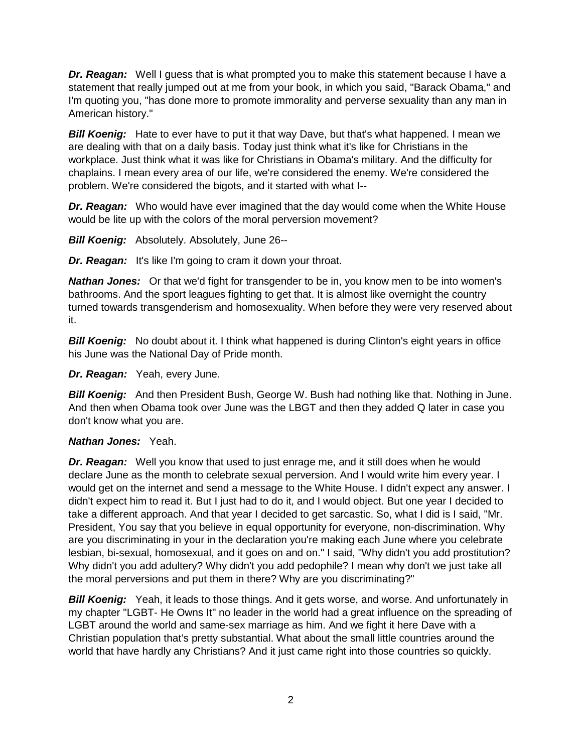***Dr. Reagan:*** Well I guess that is what prompted you to make this statement because I have a statement that really jumped out at me from your book, in which you said, "Barack Obama," and I'm quoting you, "has done more to promote immorality and perverse sexuality than any man in American history."

***Bill Koenig:*** Hate to ever have to put it that way Dave, but that's what happened. I mean we are dealing with that on a daily basis. Today just think what it's like for Christians in the workplace. Just think what it was like for Christians in Obama's military. And the difficulty for chaplains. I mean every area of our life, we're considered the enemy. We're considered the problem. We're considered the bigots, and it started with what I--

***Dr. Reagan:*** Who would have ever imagined that the day would come when the White House would be lite up with the colors of the moral perversion movement?

***Bill Koenig:*** Absolutely. Absolutely, June 26--

***Dr. Reagan:*** It's like I'm going to cram it down your throat.

***Nathan Jones:*** Or that we'd fight for transgender to be in, you know men to be into women's bathrooms. And the sport leagues fighting to get that. It is almost like overnight the country turned towards transgenderism and homosexuality. When before they were very reserved about it.

***Bill Koenig:*** No doubt about it. I think what happened is during Clinton's eight years in office his June was the National Day of Pride month.

***Dr. Reagan:*** Yeah, every June.

***Bill Koenig:*** And then President Bush, George W. Bush had nothing like that. Nothing in June. And then when Obama took over June was the LBGT and then they added Q later in case you don't know what you are.

***Nathan Jones:*** Yeah.

***Dr. Reagan:*** Well you know that used to just enrage me, and it still does when he would declare June as the month to celebrate sexual perversion. And I would write him every year. I would get on the internet and send a message to the White House. I didn't expect any answer. I didn't expect him to read it. But I just had to do it, and I would object. But one year I decided to take a different approach. And that year I decided to get sarcastic. So, what I did is I said, "Mr. President, You say that you believe in equal opportunity for everyone, non-discrimination. Why are you discriminating in your in the declaration you're making each June where you celebrate lesbian, bi-sexual, homosexual, and it goes on and on." I said, "Why didn't you add prostitution? Why didn't you add adultery? Why didn't you add pedophile? I mean why don't we just take all the moral perversions and put them in there? Why are you discriminating?"

***Bill Koenig:*** Yeah, it leads to those things. And it gets worse, and worse. And unfortunately in my chapter "LGBT- He Owns It" no leader in the world had a great influence on the spreading of LGBT around the world and same-sex marriage as him. And we fight it here Dave with a Christian population that's pretty substantial. What about the small little countries around the world that have hardly any Christians? And it just came right into those countries so quickly.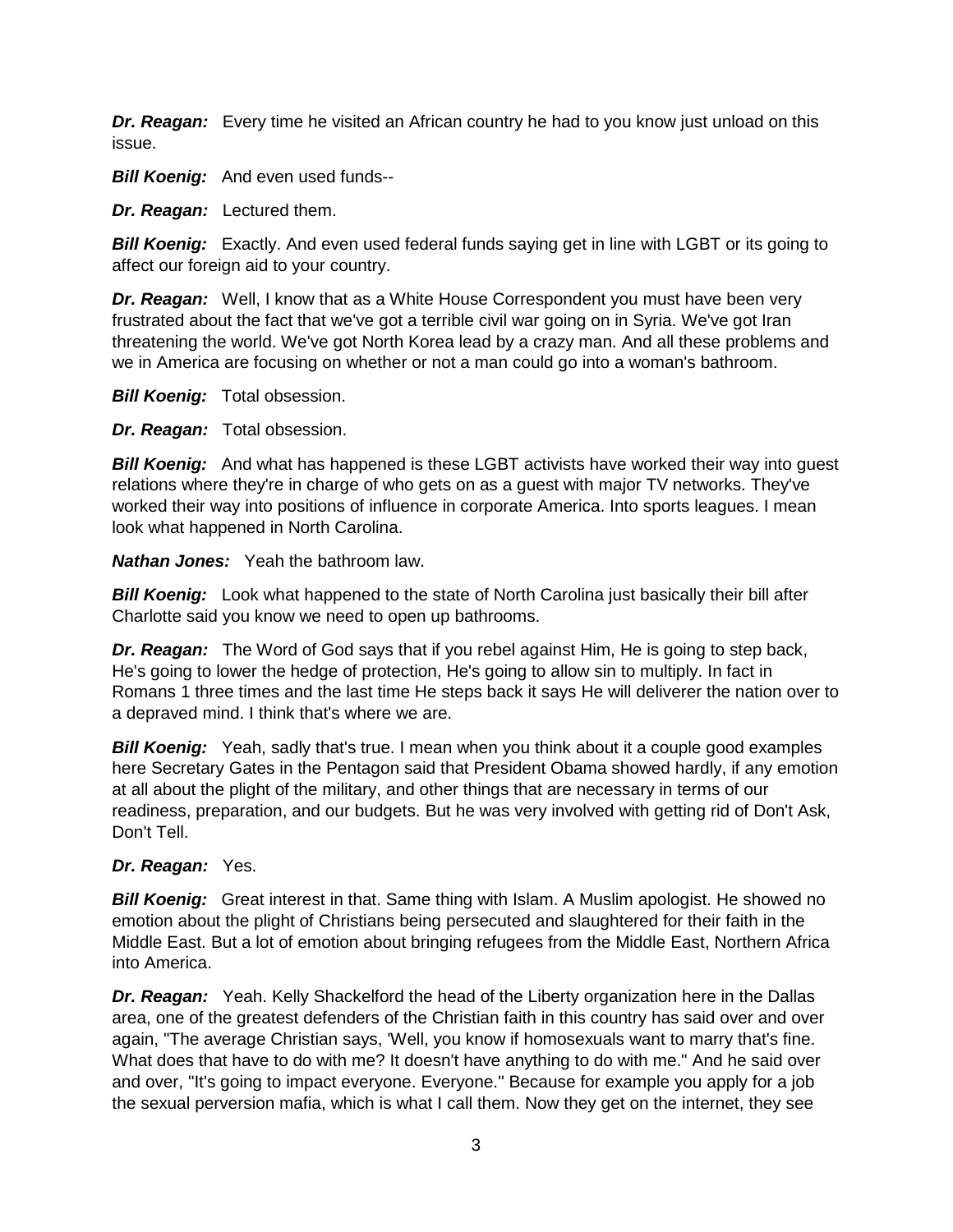***Dr. Reagan:*** Every time he visited an African country he had to you know just unload on this issue.

***Bill Koenig:*** And even used funds--

***Dr. Reagan:*** Lectured them.

***Bill Koenig:*** Exactly. And even used federal funds saying get in line with LGBT or its going to affect our foreign aid to your country.

***Dr. Reagan:*** Well, I know that as a White House Correspondent you must have been very frustrated about the fact that we've got a terrible civil war going on in Syria. We've got Iran threatening the world. We've got North Korea lead by a crazy man. And all these problems and we in America are focusing on whether or not a man could go into a woman's bathroom.

***Bill Koenig:*** Total obsession.

***Dr. Reagan:*** Total obsession.

***Bill Koenig:*** And what has happened is these LGBT activists have worked their way into guest relations where they're in charge of who gets on as a guest with major TV networks. They've worked their way into positions of influence in corporate America. Into sports leagues. I mean look what happened in North Carolina.

***Nathan Jones:*** Yeah the bathroom law.

***Bill Koenig:*** Look what happened to the state of North Carolina just basically their bill after Charlotte said you know we need to open up bathrooms.

***Dr. Reagan:*** The Word of God says that if you rebel against Him, He is going to step back, He's going to lower the hedge of protection, He's going to allow sin to multiply. In fact in Romans 1 three times and the last time He steps back it says He will deliverer the nation over to a depraved mind. I think that's where we are.

***Bill Koenig:*** Yeah, sadly that's true. I mean when you think about it a couple good examples here Secretary Gates in the Pentagon said that President Obama showed hardly, if any emotion at all about the plight of the military, and other things that are necessary in terms of our readiness, preparation, and our budgets. But he was very involved with getting rid of Don't Ask, Don't Tell.

***Dr. Reagan:*** Yes.

***Bill Koenig:*** Great interest in that. Same thing with Islam. A Muslim apologist. He showed no emotion about the plight of Christians being persecuted and slaughtered for their faith in the Middle East. But a lot of emotion about bringing refugees from the Middle East, Northern Africa into America.

***Dr. Reagan:*** Yeah. Kelly Shackelford the head of the Liberty organization here in the Dallas area, one of the greatest defenders of the Christian faith in this country has said over and over again, "The average Christian says, 'Well, you know if homosexuals want to marry that's fine. What does that have to do with me? It doesn't have anything to do with me." And he said over and over, "It's going to impact everyone. Everyone." Because for example you apply for a job the sexual perversion mafia, which is what I call them. Now they get on the internet, they see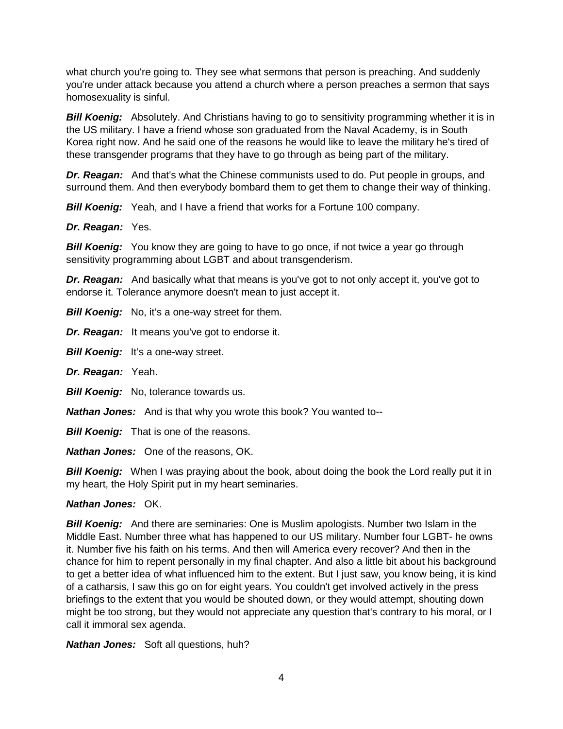what church you're going to. They see what sermons that person is preaching. And suddenly you're under attack because you attend a church where a person preaches a sermon that says homosexuality is sinful.

***Bill Koenig:*** Absolutely. And Christians having to go to sensitivity programming whether it is in the US military. I have a friend whose son graduated from the Naval Academy, is in South Korea right now. And he said one of the reasons he would like to leave the military he's tired of these transgender programs that they have to go through as being part of the military.

***Dr. Reagan:*** And that's what the Chinese communists used to do. Put people in groups, and surround them. And then everybody bombard them to get them to change their way of thinking.

***Bill Koenig:*** Yeah, and I have a friend that works for a Fortune 100 company.

***Dr. Reagan:*** Yes.

***Bill Koenig:*** You know they are going to have to go once, if not twice a year go through sensitivity programming about LGBT and about transgenderism.

***Dr. Reagan:*** And basically what that means is you've got to not only accept it, you've got to endorse it. Tolerance anymore doesn't mean to just accept it.

***Bill Koenig:*** No, it's a one-way street for them.

***Dr. Reagan:*** It means you've got to endorse it.

***Bill Koenig:*** It's a one-way street.

***Dr. Reagan:*** Yeah.

***Bill Koenig:*** No, tolerance towards us.

***Nathan Jones:*** And is that why you wrote this book? You wanted to--

***Bill Koenig:*** That is one of the reasons.

***Nathan Jones:*** One of the reasons, OK.

***Bill Koenig:*** When I was praying about the book, about doing the book the Lord really put it in my heart, the Holy Spirit put in my heart seminaries.

***Nathan Jones:*** OK.

***Bill Koenig:*** And there are seminaries: One is Muslim apologists. Number two Islam in the Middle East. Number three what has happened to our US military. Number four LGBT- he owns it. Number five his faith on his terms. And then will America every recover? And then in the chance for him to repent personally in my final chapter. And also a little bit about his background to get a better idea of what influenced him to the extent. But I just saw, you know being, it is kind of a catharsis, I saw this go on for eight years. You couldn't get involved actively in the press briefings to the extent that you would be shouted down, or they would attempt, shouting down might be too strong, but they would not appreciate any question that's contrary to his moral, or I call it immoral sex agenda.

***Nathan Jones:*** Soft all questions, huh?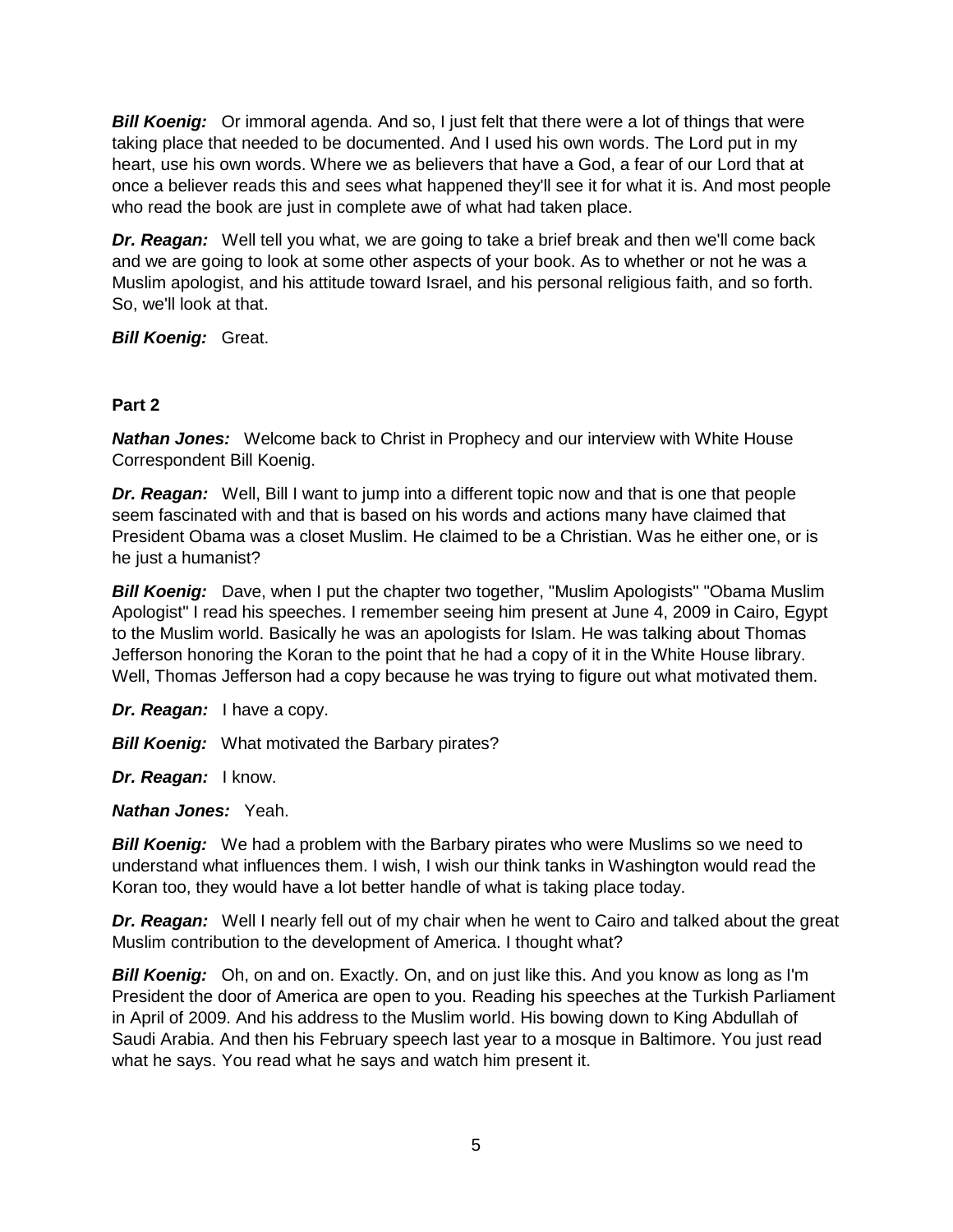***Bill Koenig:*** Or immoral agenda. And so, I just felt that there were a lot of things that were taking place that needed to be documented. And I used his own words. The Lord put in my heart, use his own words. Where we as believers that have a God, a fear of our Lord that at once a believer reads this and sees what happened they'll see it for what it is. And most people who read the book are just in complete awe of what had taken place.

***Dr. Reagan:*** Well tell you what, we are going to take a brief break and then we'll come back and we are going to look at some other aspects of your book. As to whether or not he was a Muslim apologist, and his attitude toward Israel, and his personal religious faith, and so forth. So, we'll look at that.

***Bill Koenig:*** Great.

**Part 2**

***Nathan Jones:*** Welcome back to Christ in Prophecy and our interview with White House Correspondent Bill Koenig.

***Dr. Reagan:*** Well, Bill I want to jump into a different topic now and that is one that people seem fascinated with and that is based on his words and actions many have claimed that President Obama was a closet Muslim. He claimed to be a Christian. Was he either one, or is he just a humanist?

***Bill Koenig:*** Dave, when I put the chapter two together, "Muslim Apologists" "Obama Muslim Apologist" I read his speeches. I remember seeing him present at June 4, 2009 in Cairo, Egypt to the Muslim world. Basically he was an apologists for Islam. He was talking about Thomas Jefferson honoring the Koran to the point that he had a copy of it in the White House library. Well, Thomas Jefferson had a copy because he was trying to figure out what motivated them.

***Dr. Reagan:*** I have a copy.

***Bill Koenig:*** What motivated the Barbary pirates?

***Dr. Reagan:*** I know.

***Nathan Jones:*** Yeah.

***Bill Koenig:*** We had a problem with the Barbary pirates who were Muslims so we need to understand what influences them. I wish, I wish our think tanks in Washington would read the Koran too, they would have a lot better handle of what is taking place today.

***Dr. Reagan:*** Well I nearly fell out of my chair when he went to Cairo and talked about the great Muslim contribution to the development of America. I thought what?

***Bill Koenig:*** Oh, on and on. Exactly. On, and on just like this. And you know as long as I'm President the door of America are open to you. Reading his speeches at the Turkish Parliament in April of 2009. And his address to the Muslim world. His bowing down to King Abdullah of Saudi Arabia. And then his February speech last year to a mosque in Baltimore. You just read what he says. You read what he says and watch him present it.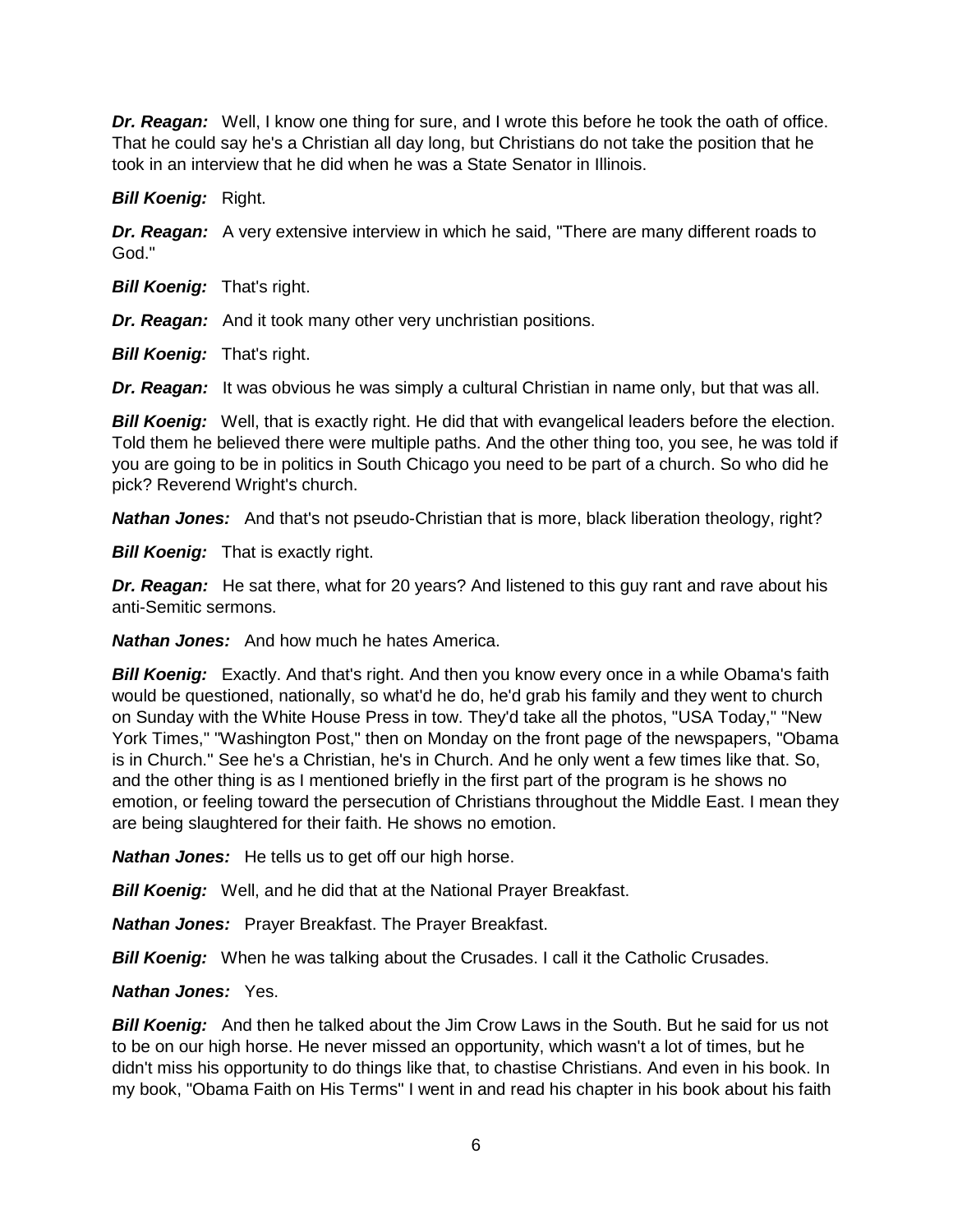***Dr. Reagan:*** Well, I know one thing for sure, and I wrote this before he took the oath of office. That he could say he's a Christian all day long, but Christians do not take the position that he took in an interview that he did when he was a State Senator in Illinois.

***Bill Koenig:*** Right.

***Dr. Reagan:*** A very extensive interview in which he said, "There are many different roads to God."

***Bill Koenig:*** That's right.

***Dr. Reagan:*** And it took many other very unchristian positions.

***Bill Koenig:*** That's right.

***Dr. Reagan:*** It was obvious he was simply a cultural Christian in name only, but that was all.

***Bill Koenig:*** Well, that is exactly right. He did that with evangelical leaders before the election. Told them he believed there were multiple paths. And the other thing too, you see, he was told if you are going to be in politics in South Chicago you need to be part of a church. So who did he pick? Reverend Wright's church.

***Nathan Jones:*** And that's not pseudo-Christian that is more, black liberation theology, right?

***Bill Koenig:*** That is exactly right.

***Dr. Reagan:*** He sat there, what for 20 years? And listened to this guy rant and rave about his anti-Semitic sermons.

***Nathan Jones:*** And how much he hates America.

***Bill Koenig:*** Exactly. And that's right. And then you know every once in a while Obama's faith would be questioned, nationally, so what'd he do, he'd grab his family and they went to church on Sunday with the White House Press in tow. They'd take all the photos, "USA Today," "New York Times," "Washington Post," then on Monday on the front page of the newspapers, "Obama is in Church." See he's a Christian, he's in Church. And he only went a few times like that. So, and the other thing is as I mentioned briefly in the first part of the program is he shows no emotion, or feeling toward the persecution of Christians throughout the Middle East. I mean they are being slaughtered for their faith. He shows no emotion.

***Nathan Jones:*** He tells us to get off our high horse.

***Bill Koenig:*** Well, and he did that at the National Prayer Breakfast.

***Nathan Jones:*** Prayer Breakfast. The Prayer Breakfast.

***Bill Koenig:*** When he was talking about the Crusades. I call it the Catholic Crusades.

***Nathan Jones:*** Yes.

***Bill Koenig:*** And then he talked about the Jim Crow Laws in the South. But he said for us not to be on our high horse. He never missed an opportunity, which wasn't a lot of times, but he didn't miss his opportunity to do things like that, to chastise Christians. And even in his book. In my book, "Obama Faith on His Terms" I went in and read his chapter in his book about his faith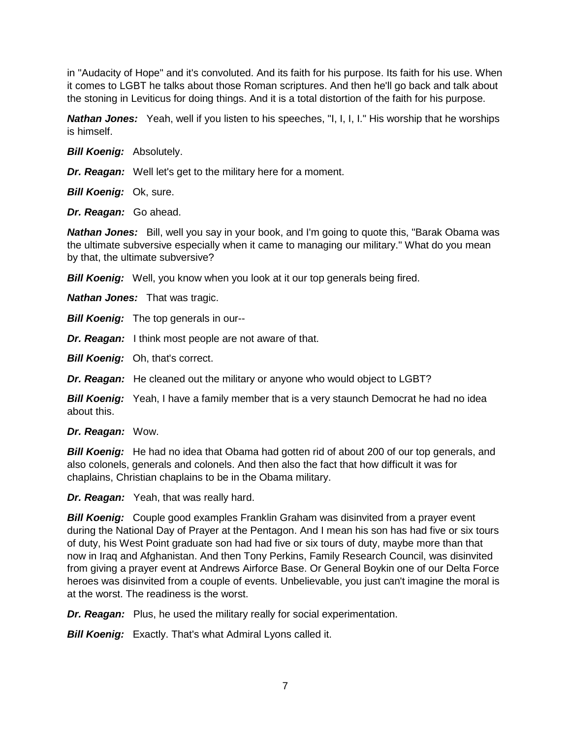in "Audacity of Hope" and it's convoluted. And its faith for his purpose. Its faith for his use. When it comes to LGBT he talks about those Roman scriptures. And then he'll go back and talk about the stoning in Leviticus for doing things. And it is a total distortion of the faith for his purpose.

***Nathan Jones:*** Yeah, well if you listen to his speeches, "I, I, I, I." His worship that he worships is himself.

***Bill Koenig:*** Absolutely.

***Dr. Reagan:*** Well let's get to the military here for a moment.

***Bill Koenig:*** Ok, sure.

***Dr. Reagan:*** Go ahead.

***Nathan Jones:*** Bill, well you say in your book, and I'm going to quote this, "Barak Obama was the ultimate subversive especially when it came to managing our military." What do you mean by that, the ultimate subversive?

***Bill Koenig:*** Well, you know when you look at it our top generals being fired.

***Nathan Jones:*** That was tragic.

***Bill Koenig:*** The top generals in our--

***Dr. Reagan:*** I think most people are not aware of that.

***Bill Koenig:*** Oh, that's correct.

***Dr. Reagan:*** He cleaned out the military or anyone who would object to LGBT?

***Bill Koenig:*** Yeah, I have a family member that is a very staunch Democrat he had no idea about this.

***Dr. Reagan:*** Wow.

***Bill Koenig:*** He had no idea that Obama had gotten rid of about 200 of our top generals, and also colonels, generals and colonels. And then also the fact that how difficult it was for chaplains, Christian chaplains to be in the Obama military.

***Dr. Reagan:*** Yeah, that was really hard.

***Bill Koenig:*** Couple good examples Franklin Graham was disinvited from a prayer event during the National Day of Prayer at the Pentagon. And I mean his son has had five or six tours of duty, his West Point graduate son had had five or six tours of duty, maybe more than that now in Iraq and Afghanistan. And then Tony Perkins, Family Research Council, was disinvited from giving a prayer event at Andrews Airforce Base. Or General Boykin one of our Delta Force heroes was disinvited from a couple of events. Unbelievable, you just can't imagine the moral is at the worst. The readiness is the worst.

***Dr. Reagan:*** Plus, he used the military really for social experimentation.

***Bill Koenig:*** Exactly. That's what Admiral Lyons called it.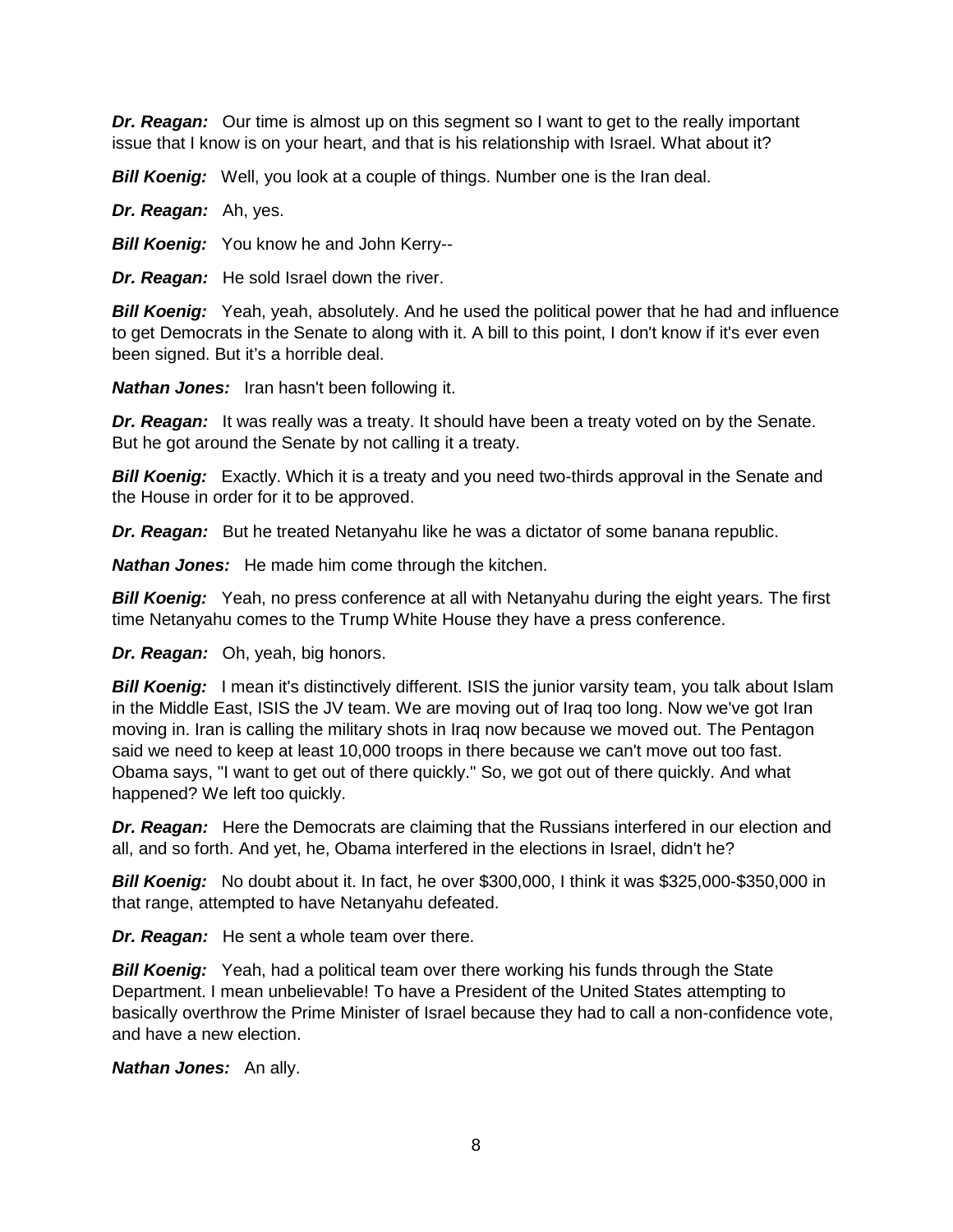***Dr. Reagan:*** Our time is almost up on this segment so I want to get to the really important issue that I know is on your heart, and that is his relationship with Israel. What about it?

***Bill Koenig:*** Well, you look at a couple of things. Number one is the Iran deal.

***Dr. Reagan:*** Ah, yes.

***Bill Koenig:*** You know he and John Kerry--

***Dr. Reagan:*** He sold Israel down the river.

***Bill Koenig:*** Yeah, yeah, absolutely. And he used the political power that he had and influence to get Democrats in the Senate to along with it. A bill to this point, I don't know if it's ever even been signed. But it's a horrible deal.

***Nathan Jones:*** Iran hasn't been following it.

***Dr. Reagan:*** It was really was a treaty. It should have been a treaty voted on by the Senate. But he got around the Senate by not calling it a treaty.

***Bill Koenig:*** Exactly. Which it is a treaty and you need two-thirds approval in the Senate and the House in order for it to be approved.

***Dr. Reagan:*** But he treated Netanyahu like he was a dictator of some banana republic.

***Nathan Jones:*** He made him come through the kitchen.

***Bill Koenig:*** Yeah, no press conference at all with Netanyahu during the eight years. The first time Netanyahu comes to the Trump White House they have a press conference.

***Dr. Reagan:*** Oh, yeah, big honors.

***Bill Koenig:*** I mean it's distinctively different. ISIS the junior varsity team, you talk about Islam in the Middle East, ISIS the JV team. We are moving out of Iraq too long. Now we've got Iran moving in. Iran is calling the military shots in Iraq now because we moved out. The Pentagon said we need to keep at least 10,000 troops in there because we can't move out too fast. Obama says, "I want to get out of there quickly." So, we got out of there quickly. And what happened? We left too quickly.

***Dr. Reagan:*** Here the Democrats are claiming that the Russians interfered in our election and all, and so forth. And yet, he, Obama interfered in the elections in Israel, didn't he?

***Bill Koenig:*** No doubt about it. In fact, he over $300,000, I think it was $325,000-$350,000 in that range, attempted to have Netanyahu defeated.

***Dr. Reagan:*** He sent a whole team over there.

***Bill Koenig:*** Yeah, had a political team over there working his funds through the State Department. I mean unbelievable! To have a President of the United States attempting to basically overthrow the Prime Minister of Israel because they had to call a non-confidence vote, and have a new election.

***Nathan Jones:*** An ally.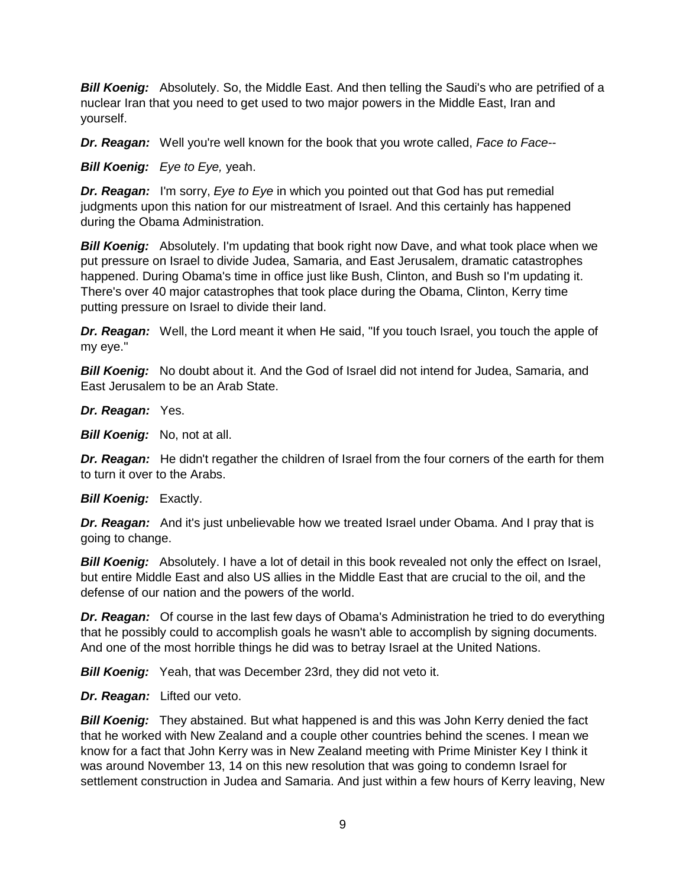**Bill Koenig:** Absolutely. So, the Middle East. And then telling the Saudi's who are petrified of a nuclear Iran that you need to get used to two major powers in the Middle East, Iran and yourself.

**Dr. Reagan:** Well you're well known for the book that you wrote called, *Face to Face*--

**Bill Koenig:** *Eye to Eye,* yeah.

**Dr. Reagan:** I'm sorry, *Eye to Eye* in which you pointed out that God has put remedial judgments upon this nation for our mistreatment of Israel. And this certainly has happened during the Obama Administration.

**Bill Koenig:** Absolutely. I'm updating that book right now Dave, and what took place when we put pressure on Israel to divide Judea, Samaria, and East Jerusalem, dramatic catastrophes happened. During Obama's time in office just like Bush, Clinton, and Bush so I'm updating it. There's over 40 major catastrophes that took place during the Obama, Clinton, Kerry time putting pressure on Israel to divide their land.

**Dr. Reagan:** Well, the Lord meant it when He said, "If you touch Israel, you touch the apple of my eye."

**Bill Koenig:** No doubt about it. And the God of Israel did not intend for Judea, Samaria, and East Jerusalem to be an Arab State.

**Dr. Reagan:** Yes.

**Bill Koenig:** No, not at all.

**Dr. Reagan:** He didn't regather the children of Israel from the four corners of the earth for them to turn it over to the Arabs.

**Bill Koenig:** Exactly.

**Dr. Reagan:** And it's just unbelievable how we treated Israel under Obama. And I pray that is going to change.

**Bill Koenig:** Absolutely. I have a lot of detail in this book revealed not only the effect on Israel, but entire Middle East and also US allies in the Middle East that are crucial to the oil, and the defense of our nation and the powers of the world.

**Dr. Reagan:** Of course in the last few days of Obama's Administration he tried to do everything that he possibly could to accomplish goals he wasn't able to accomplish by signing documents. And one of the most horrible things he did was to betray Israel at the United Nations.

**Bill Koenig:** Yeah, that was December 23rd, they did not veto it.

**Dr. Reagan:** Lifted our veto.

**Bill Koenig:** They abstained. But what happened is and this was John Kerry denied the fact that he worked with New Zealand and a couple other countries behind the scenes. I mean we know for a fact that John Kerry was in New Zealand meeting with Prime Minister Key I think it was around November 13, 14 on this new resolution that was going to condemn Israel for settlement construction in Judea and Samaria. And just within a few hours of Kerry leaving, New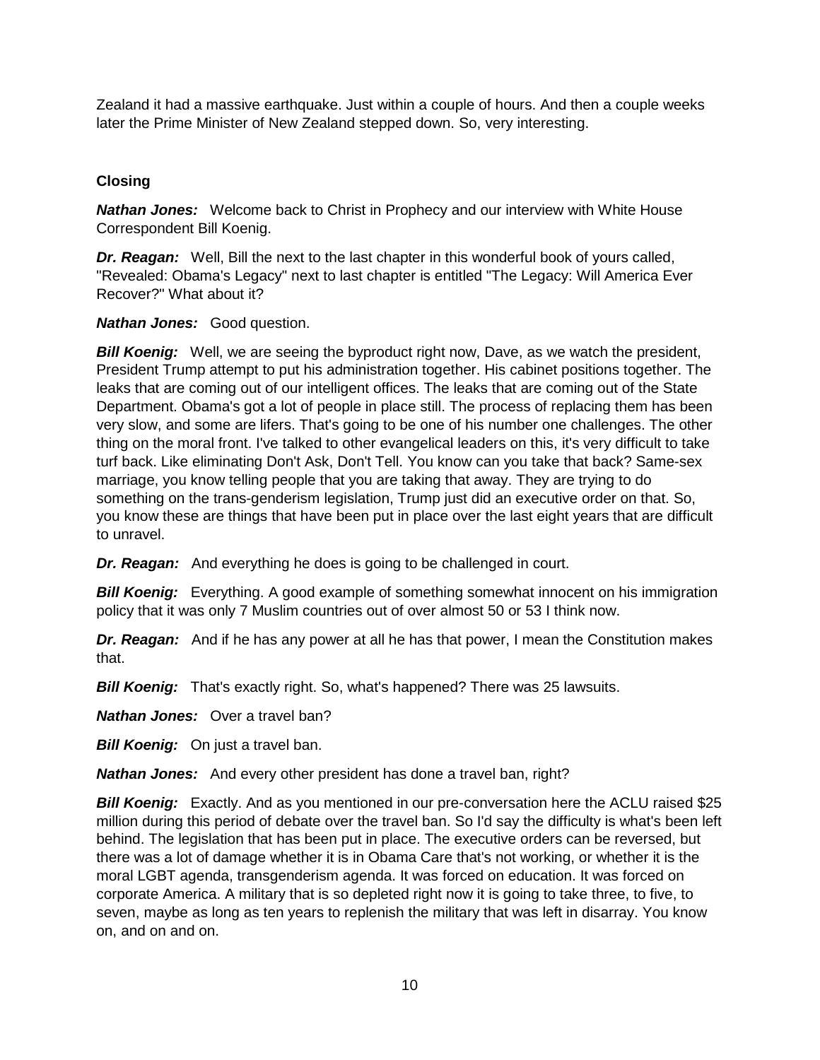Zealand it had a massive earthquake. Just within a couple of hours. And then a couple weeks later the Prime Minister of New Zealand stepped down. So, very interesting.

## Closing

***Nathan Jones:*** Welcome back to Christ in Prophecy and our interview with White House Correspondent Bill Koenig.

***Dr. Reagan:*** Well, Bill the next to the last chapter in this wonderful book of yours called, "Revealed: Obama's Legacy" next to last chapter is entitled "The Legacy: Will America Ever Recover?" What about it?

***Nathan Jones:*** Good question.

***Bill Koenig:*** Well, we are seeing the byproduct right now, Dave, as we watch the president, President Trump attempt to put his administration together. His cabinet positions together. The leaks that are coming out of our intelligent offices. The leaks that are coming out of the State Department. Obama's got a lot of people in place still. The process of replacing them has been very slow, and some are lifers. That's going to be one of his number one challenges. The other thing on the moral front. I've talked to other evangelical leaders on this, it's very difficult to take turf back. Like eliminating Don't Ask, Don't Tell. You know can you take that back? Same-sex marriage, you know telling people that you are taking that away. They are trying to do something on the trans-genderism legislation, Trump just did an executive order on that. So, you know these are things that have been put in place over the last eight years that are difficult to unravel.

***Dr. Reagan:*** And everything he does is going to be challenged in court.

***Bill Koenig:*** Everything. A good example of something somewhat innocent on his immigration policy that it was only 7 Muslim countries out of over almost 50 or 53 I think now.

***Dr. Reagan:*** And if he has any power at all he has that power, I mean the Constitution makes that.

***Bill Koenig:*** That's exactly right. So, what's happened? There was 25 lawsuits.

***Nathan Jones:*** Over a travel ban?

***Bill Koenig:*** On just a travel ban.

***Nathan Jones:*** And every other president has done a travel ban, right?

***Bill Koenig:*** Exactly. And as you mentioned in our pre-conversation here the ACLU raised $25 million during this period of debate over the travel ban. So I'd say the difficulty is what's been left behind. The legislation that has been put in place. The executive orders can be reversed, but there was a lot of damage whether it is in Obama Care that's not working, or whether it is the moral LGBT agenda, transgenderism agenda. It was forced on education. It was forced on corporate America. A military that is so depleted right now it is going to take three, to five, to seven, maybe as long as ten years to replenish the military that was left in disarray. You know on, and on and on.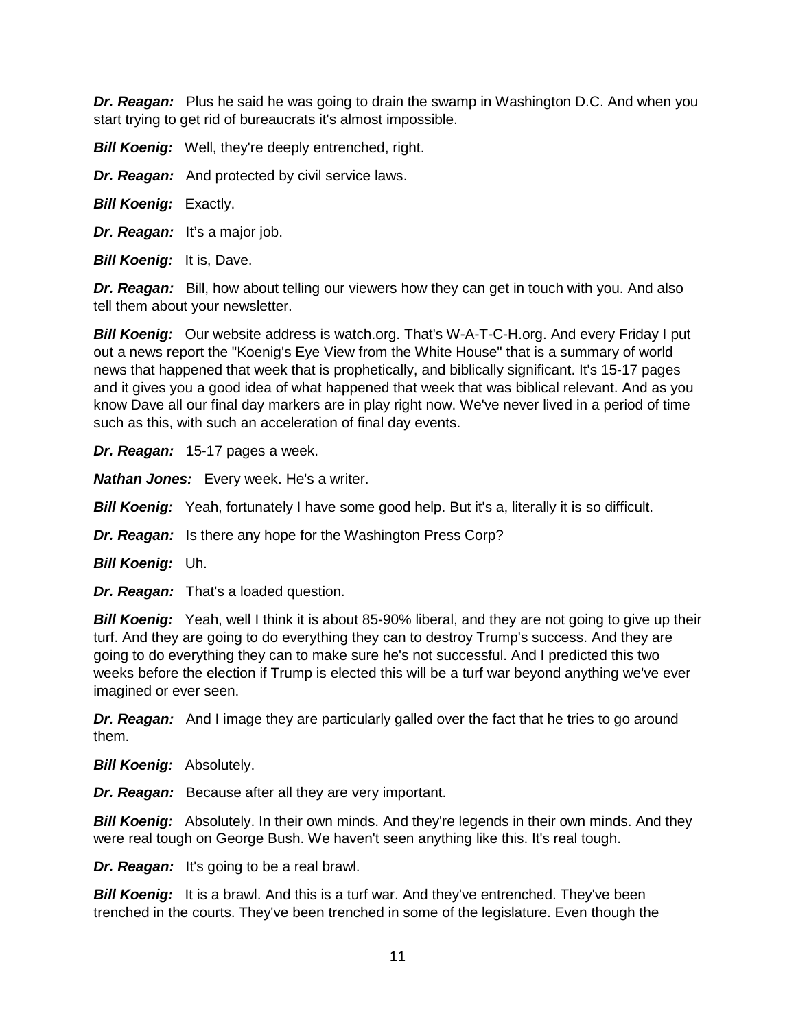***Dr. Reagan:*** Plus he said he was going to drain the swamp in Washington D.C. And when you start trying to get rid of bureaucrats it's almost impossible.

***Bill Koenig:*** Well, they're deeply entrenched, right.

***Dr. Reagan:*** And protected by civil service laws.

***Bill Koenig:*** Exactly.

***Dr. Reagan:*** It's a major job.

***Bill Koenig:*** It is, Dave.

***Dr. Reagan:*** Bill, how about telling our viewers how they can get in touch with you. And also tell them about your newsletter.

***Bill Koenig:*** Our website address is watch.org. That's W-A-T-C-H.org. And every Friday I put out a news report the "Koenig's Eye View from the White House" that is a summary of world news that happened that week that is prophetically, and biblically significant. It's 15-17 pages and it gives you a good idea of what happened that week that was biblical relevant. And as you know Dave all our final day markers are in play right now. We've never lived in a period of time such as this, with such an acceleration of final day events.

***Dr. Reagan:*** 15-17 pages a week.

***Nathan Jones:*** Every week. He's a writer.

***Bill Koenig:*** Yeah, fortunately I have some good help. But it's a, literally it is so difficult.

***Dr. Reagan:*** Is there any hope for the Washington Press Corp?

***Bill Koenig:*** Uh.

***Dr. Reagan:*** That's a loaded question.

***Bill Koenig:*** Yeah, well I think it is about 85-90% liberal, and they are not going to give up their turf. And they are going to do everything they can to destroy Trump's success. And they are going to do everything they can to make sure he's not successful. And I predicted this two weeks before the election if Trump is elected this will be a turf war beyond anything we've ever imagined or ever seen.

***Dr. Reagan:*** And I image they are particularly galled over the fact that he tries to go around them.

***Bill Koenig:*** Absolutely.

***Dr. Reagan:*** Because after all they are very important.

***Bill Koenig:*** Absolutely. In their own minds. And they're legends in their own minds. And they were real tough on George Bush. We haven't seen anything like this. It's real tough.

***Dr. Reagan:*** It's going to be a real brawl.

***Bill Koenig:*** It is a brawl. And this is a turf war. And they've entrenched. They've been trenched in the courts. They've been trenched in some of the legislature. Even though the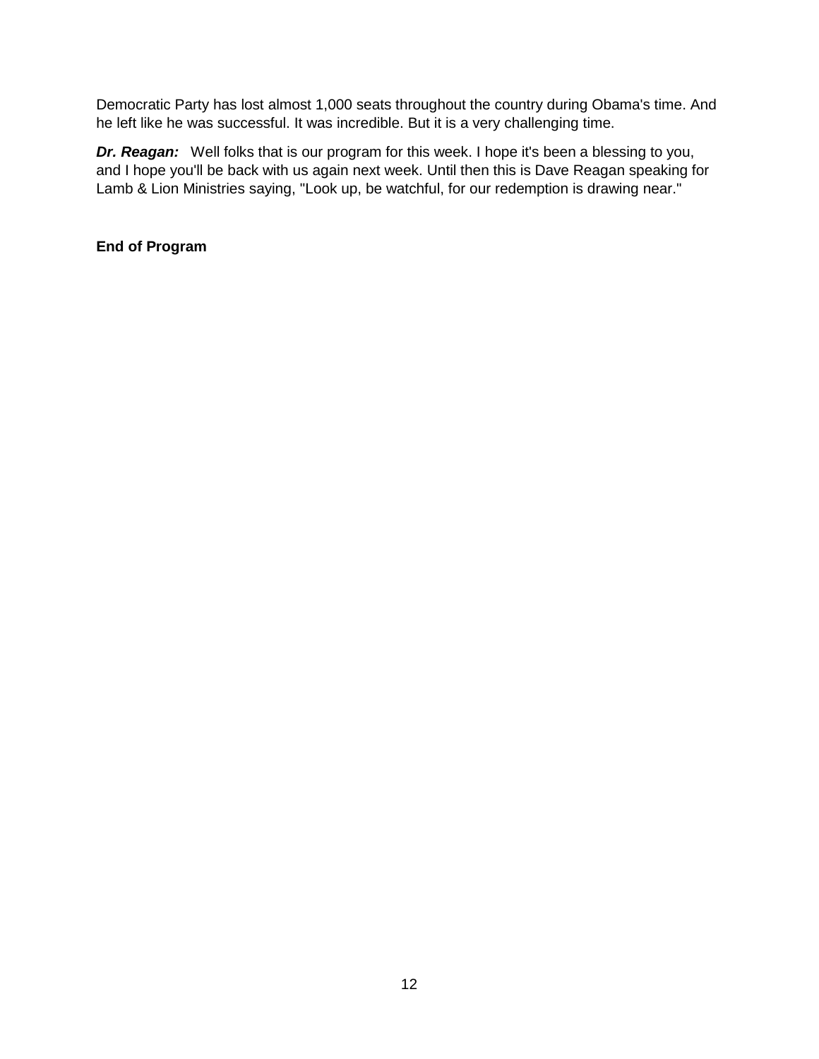Democratic Party has lost almost 1,000 seats throughout the country during Obama's time. And he left like he was successful. It was incredible. But it is a very challenging time.

***Dr. Reagan:*** Well folks that is our program for this week. I hope it's been a blessing to you, and I hope you'll be back with us again next week. Until then this is Dave Reagan speaking for Lamb & Lion Ministries saying, "Look up, be watchful, for our redemption is drawing near."

**End of Program**